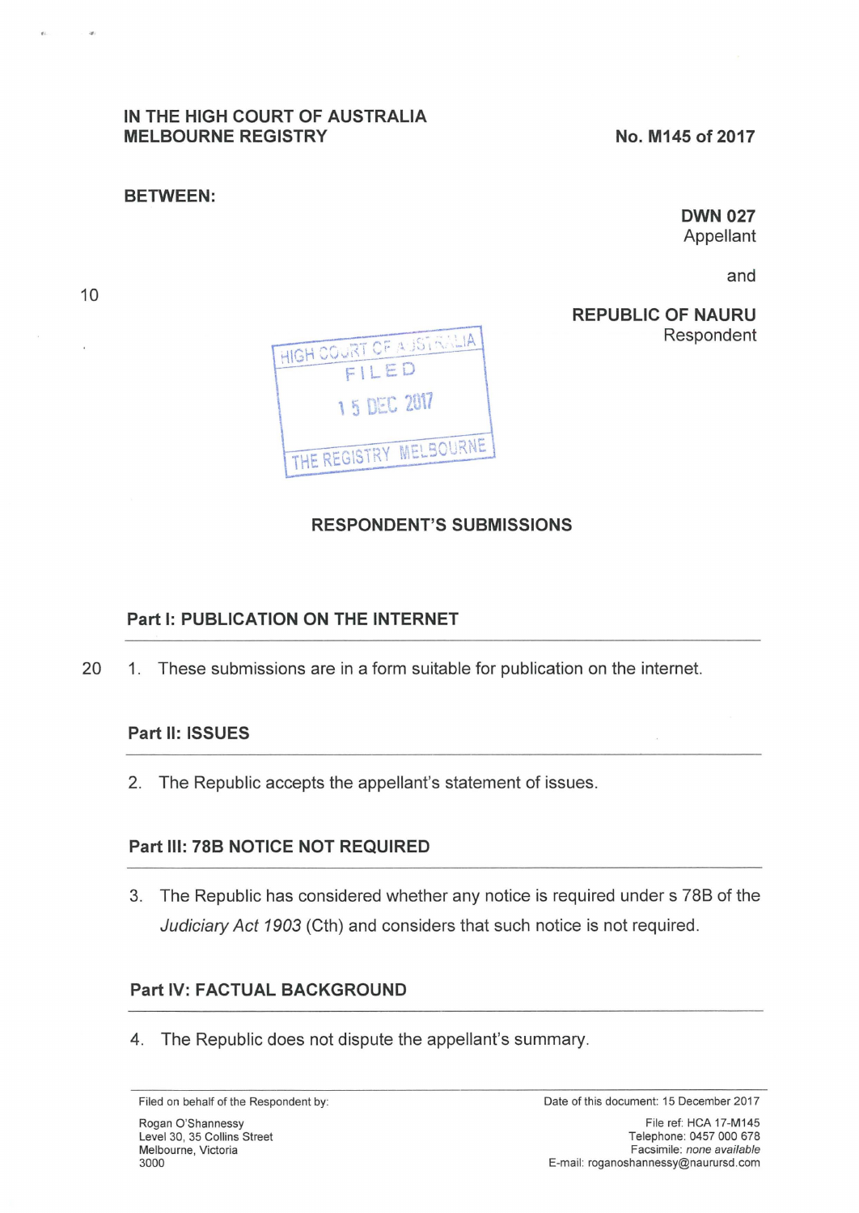IN THE HIGH COURT OF AUSTRALIA
MELBOURNE REGISTRY

No. M145 of 2017

BETWEEN:

**DWN 027**
Appellant

and

**REPUBLIC OF NAURU**
Respondent

HIGH COURT OF AUSTRALIA
FILED
15 DEC 2017
THE REGISTRY MELBOURNE

# RESPONDENT'S SUBMISSIONS

## Part I: PUBLICATION ON THE INTERNET

1. These submissions are in a form suitable for publication on the internet.

## Part II: ISSUES

2. The Republic accepts the appellant's statement of issues.

## Part III: 78B NOTICE NOT REQUIRED

3. The Republic has considered whether any notice is required under s 78B of the *Judiciary Act 1903* (Cth) and considers that such notice is not required.

## Part IV: FACTUAL BACKGROUND

4. The Republic does not dispute the appellant's summary.

---

Filed on behalf of the Respondent by:

Rogan O'Shannessy
Level 30, 35 Collins Street
Melbourne, Victoria
3000

Date of this document: 15 December 2017

File ref: HCA 17-M145
Telephone: 0457 000 678
Facsimile: *none available*
E-mail: roganoshannessy@naurursd.com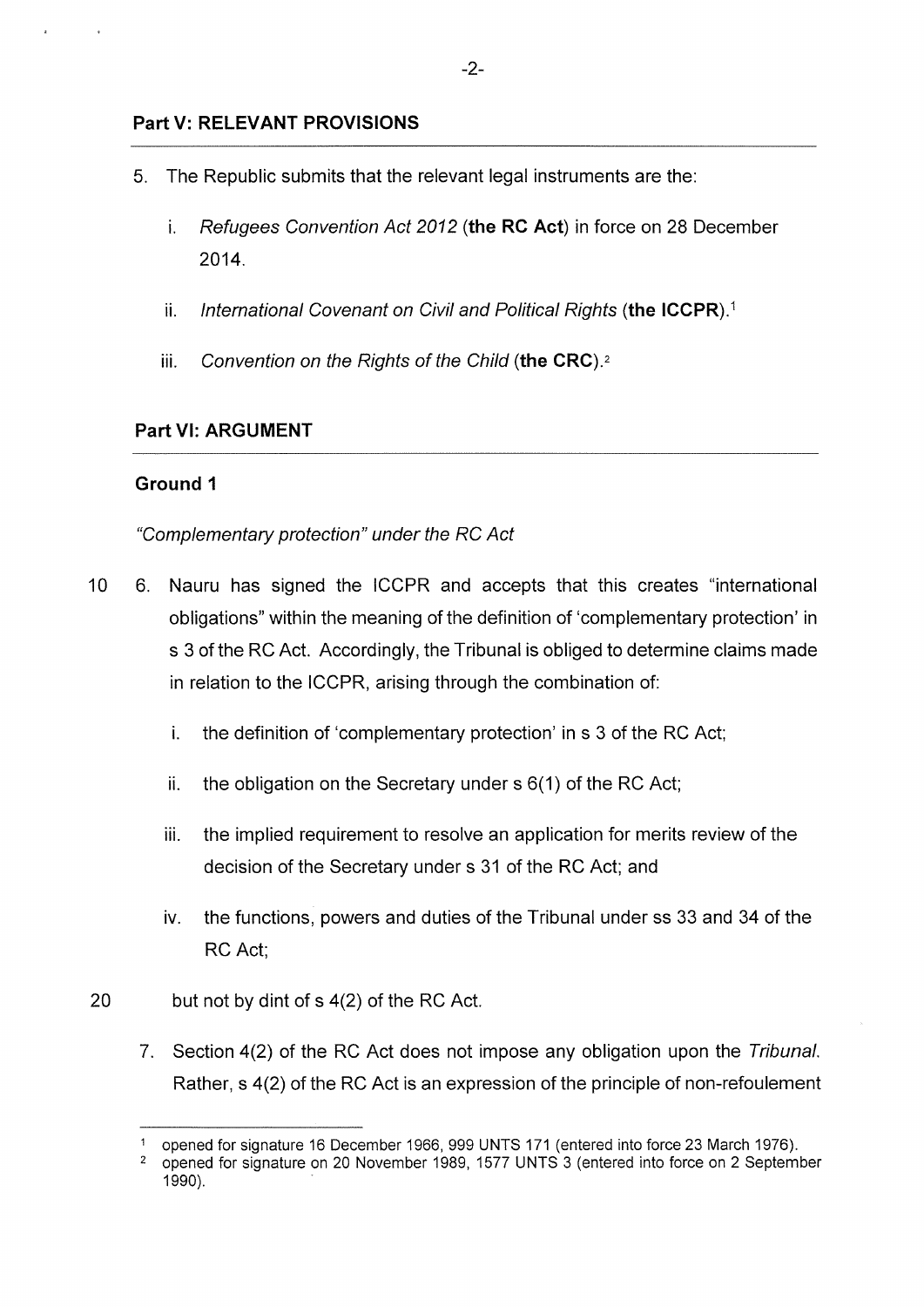## Part V: RELEVANT PROVISIONS

5. The Republic submits that the relevant legal instruments are the:

   i. *Refugees Convention Act 2012* (**the RC Act**) in force on 28 December 2014.

   ii. *International Covenant on Civil and Political Rights* (**the ICCPR**).[1]

   iii. *Convention on the Rights of the Child* (**the CRC**).[2]

## Part VI: ARGUMENT

### Ground 1

*"Complementary protection" under the RC Act*

6. Nauru has signed the ICCPR and accepts that this creates "international obligations" within the meaning of the definition of 'complementary protection' in s 3 of the RC Act. Accordingly, the Tribunal is obliged to determine claims made in relation to the ICCPR, arising through the combination of:

   i. the definition of 'complementary protection' in s 3 of the RC Act;

   ii. the obligation on the Secretary under s 6(1) of the RC Act;

   iii. the implied requirement to resolve an application for merits review of the decision of the Secretary under s 31 of the RC Act; and

   iv. the functions, powers and duties of the Tribunal under ss 33 and 34 of the RC Act;

   but not by dint of s 4(2) of the RC Act.

7. Section 4(2) of the RC Act does not impose any obligation upon the *Tribunal*. Rather, s 4(2) of the RC Act is an expression of the principle of non-refoulement

---

[1] opened for signature 16 December 1966, 999 UNTS 171 (entered into force 23 March 1976).

[2] opened for signature on 20 November 1989, 1577 UNTS 3 (entered into force on 2 September 1990).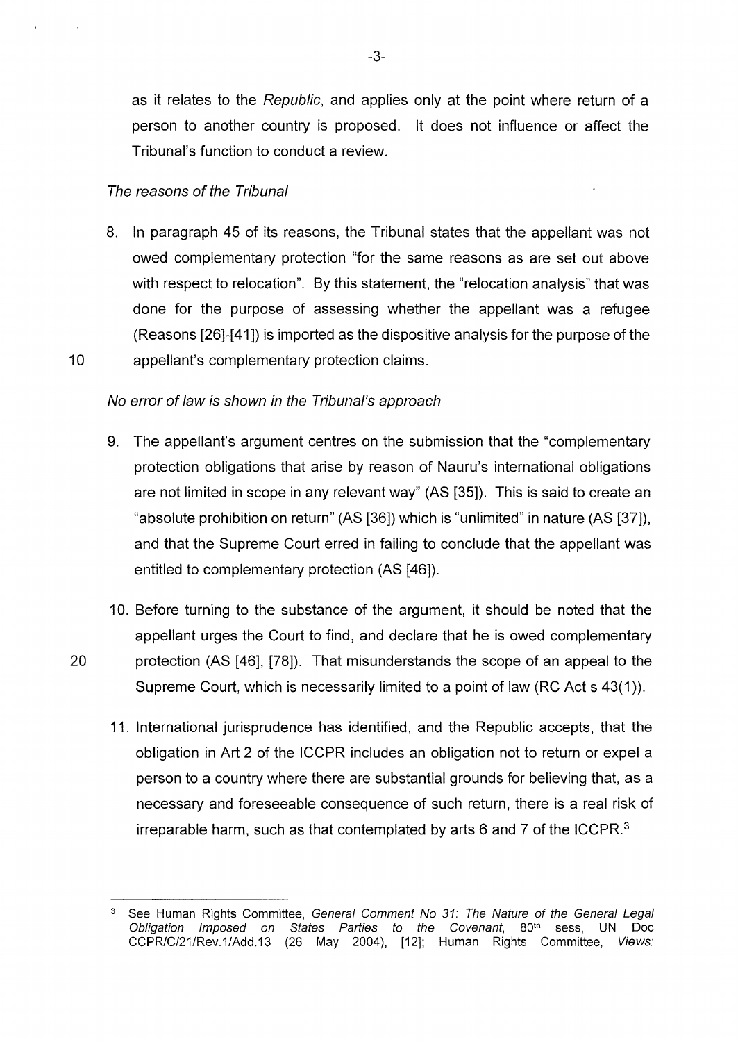as it relates to the *Republic*, and applies only at the point where return of a person to another country is proposed. It does not influence or affect the Tribunal's function to conduct a review.

*The reasons of the Tribunal*

8. In paragraph 45 of its reasons, the Tribunal states that the appellant was not owed complementary protection "for the same reasons as are set out above with respect to relocation". By this statement, the "relocation analysis" that was done for the purpose of assessing whether the appellant was a refugee (Reasons [26]-[41]) is imported as the dispositive analysis for the purpose of the appellant's complementary protection claims.

*No error of law is shown in the Tribunal's approach*

9. The appellant's argument centres on the submission that the "complementary protection obligations that arise by reason of Nauru's international obligations are not limited in scope in any relevant way" (AS [35]). This is said to create an "absolute prohibition on return" (AS [36]) which is "unlimited" in nature (AS [37]), and that the Supreme Court erred in failing to conclude that the appellant was entitled to complementary protection (AS [46]).

10. Before turning to the substance of the argument, it should be noted that the appellant urges the Court to find, and declare that he is owed complementary protection (AS [46], [78]). That misunderstands the scope of an appeal to the Supreme Court, which is necessarily limited to a point of law (RC Act s 43(1)).

11. International jurisprudence has identified, and the Republic accepts, that the obligation in Art 2 of the ICCPR includes an obligation not to return or expel a person to a country where there are substantial grounds for believing that, as a necessary and foreseeable consequence of such return, there is a real risk of irreparable harm, such as that contemplated by arts 6 and 7 of the ICCPR.[3]

---

[3] See Human Rights Committee, *General Comment No 31: The Nature of the General Legal Obligation Imposed on States Parties to the Covenant*, 80th sess, UN Doc CCPR/C/21/Rev.1/Add.13 (26 May 2004), [12]; Human Rights Committee, *Views:*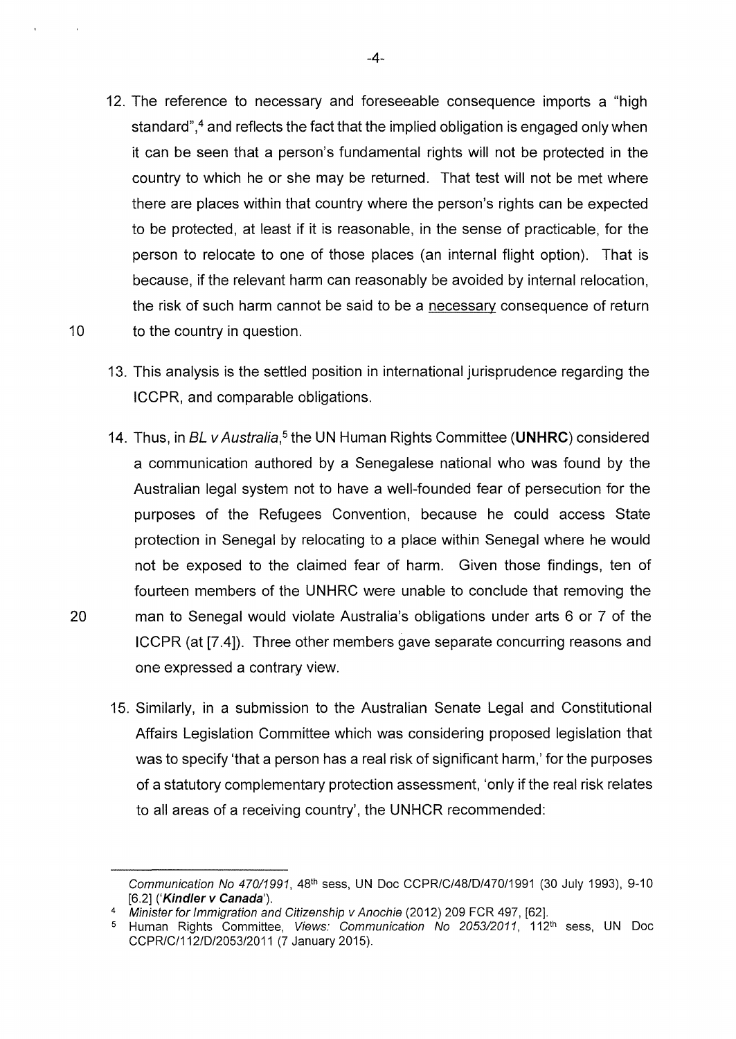12. The reference to necessary and foreseeable consequence imports a "high standard",[4] and reflects the fact that the implied obligation is engaged only when it can be seen that a person's fundamental rights will not be protected in the country to which he or she may be returned. That test will not be met where there are places within that country where the person's rights can be expected to be protected, at least if it is reasonable, in the sense of practicable, for the person to relocate to one of those places (an internal flight option). That is because, if the relevant harm can reasonably be avoided by internal relocation, the risk of such harm cannot be said to be a <u>necessary</u> consequence of return to the country in question.

13. This analysis is the settled position in international jurisprudence regarding the ICCPR, and comparable obligations.

14. Thus, in *BL v Australia*,[5] the UN Human Rights Committee (**UNHRC**) considered a communication authored by a Senegalese national who was found by the Australian legal system not to have a well-founded fear of persecution for the purposes of the Refugees Convention, because he could access State protection in Senegal by relocating to a place within Senegal where he would not be exposed to the claimed fear of harm. Given those findings, ten of fourteen members of the UNHRC were unable to conclude that removing the man to Senegal would violate Australia's obligations under arts 6 or 7 of the ICCPR (at [7.4]). Three other members gave separate concurring reasons and one expressed a contrary view.

15. Similarly, in a submission to the Australian Senate Legal and Constitutional Affairs Legislation Committee which was considering proposed legislation that was to specify 'that a person has a real risk of significant harm,' for the purposes of a statutory complementary protection assessment, 'only if the real risk relates to all areas of a receiving country', the UNHCR recommended:

---

*Communication No 470/1991*, 48th sess, UN Doc CCPR/C/48/D/470/1991 (30 July 1993), 9-10 [6.2] ('***Kindler v Canada***').

[4] *Minister for Immigration and Citizenship v Anochie* (2012) 209 FCR 497, [62].

[5] Human Rights Committee, *Views: Communication No 2053/2011*, 112th sess, UN Doc CCPR/C/112/D/2053/2011 (7 January 2015).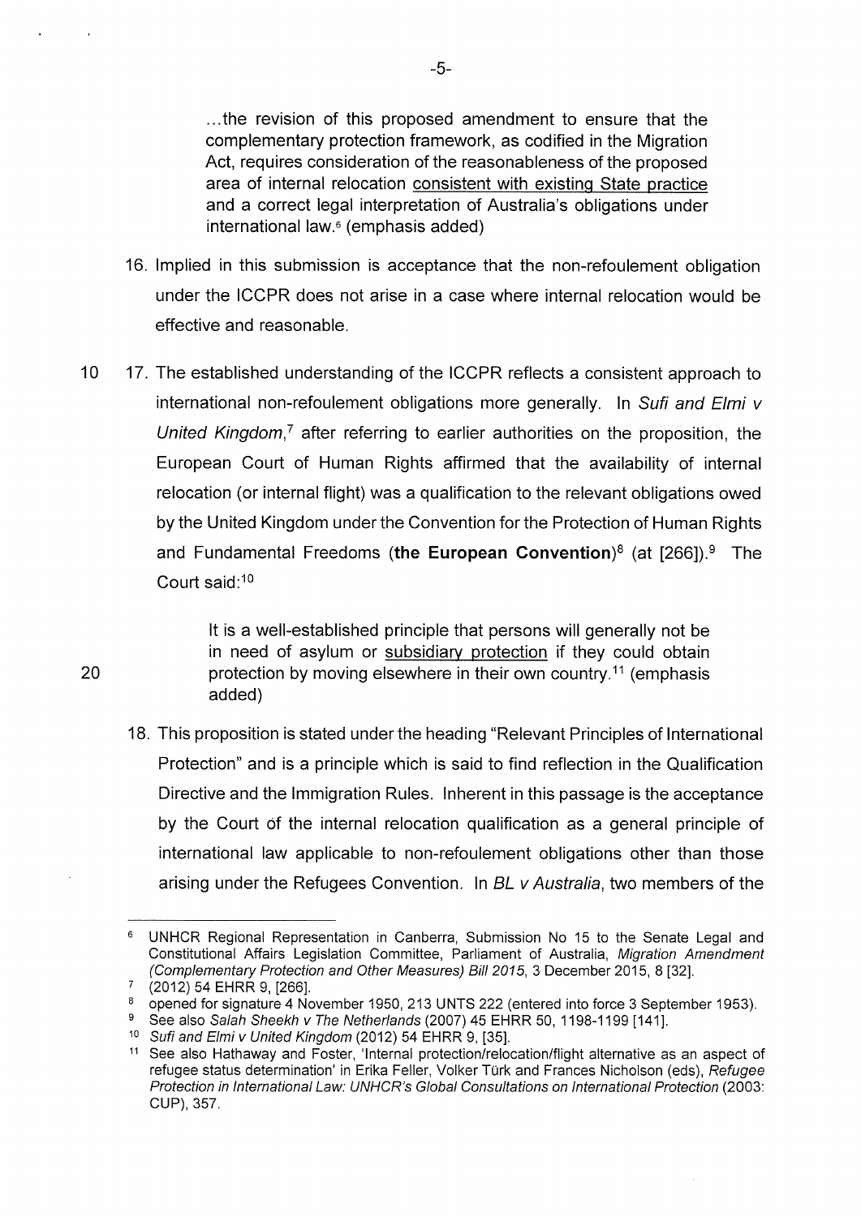> ...the revision of this proposed amendment to ensure that the complementary protection framework, as codified in the Migration Act, requires consideration of the reasonableness of the proposed area of internal relocation consistent with existing State practice and a correct legal interpretation of Australia's obligations under international law.[6] (emphasis added)

16. Implied in this submission is acceptance that the non-refoulement obligation under the ICCPR does not arise in a case where internal relocation would be effective and reasonable.

17. The established understanding of the ICCPR reflects a consistent approach to international non-refoulement obligations more generally. In *Sufi and Elmi v United Kingdom*,[7] after referring to earlier authorities on the proposition, the European Court of Human Rights affirmed that the availability of internal relocation (or internal flight) was a qualification to the relevant obligations owed by the United Kingdom under the Convention for the Protection of Human Rights and Fundamental Freedoms (**the European Convention**)[8] (at [266]).[9] The Court said:[10]

> It is a well-established principle that persons will generally not be in need of asylum or subsidiary protection if they could obtain protection by moving elsewhere in their own country.[11] (emphasis added)

18. This proposition is stated under the heading "Relevant Principles of International Protection" and is a principle which is said to find reflection in the Qualification Directive and the Immigration Rules. Inherent in this passage is the acceptance by the Court of the internal relocation qualification as a general principle of international law applicable to non-refoulement obligations other than those arising under the Refugees Convention. In *BL v Australia*, two members of the

---

[6] UNHCR Regional Representation in Canberra, Submission No 15 to the Senate Legal and Constitutional Affairs Legislation Committee, Parliament of Australia, *Migration Amendment (Complementary Protection and Other Measures) Bill 2015*, 3 December 2015, 8 [32].

[7] (2012) 54 EHRR 9, [266].

[8] opened for signature 4 November 1950, 213 UNTS 222 (entered into force 3 September 1953).

[9] See also *Salah Sheekh v The Netherlands* (2007) 45 EHRR 50, 1198-1199 [141].

[10] *Sufi and Elmi v United Kingdom* (2012) 54 EHRR 9, [35].

[11] See also Hathaway and Foster, 'Internal protection/relocation/flight alternative as an aspect of refugee status determination' in Erika Feller, Volker Türk and Frances Nicholson (eds), *Refugee Protection in International Law: UNHCR's Global Consultations on International Protection* (2003: CUP), 357.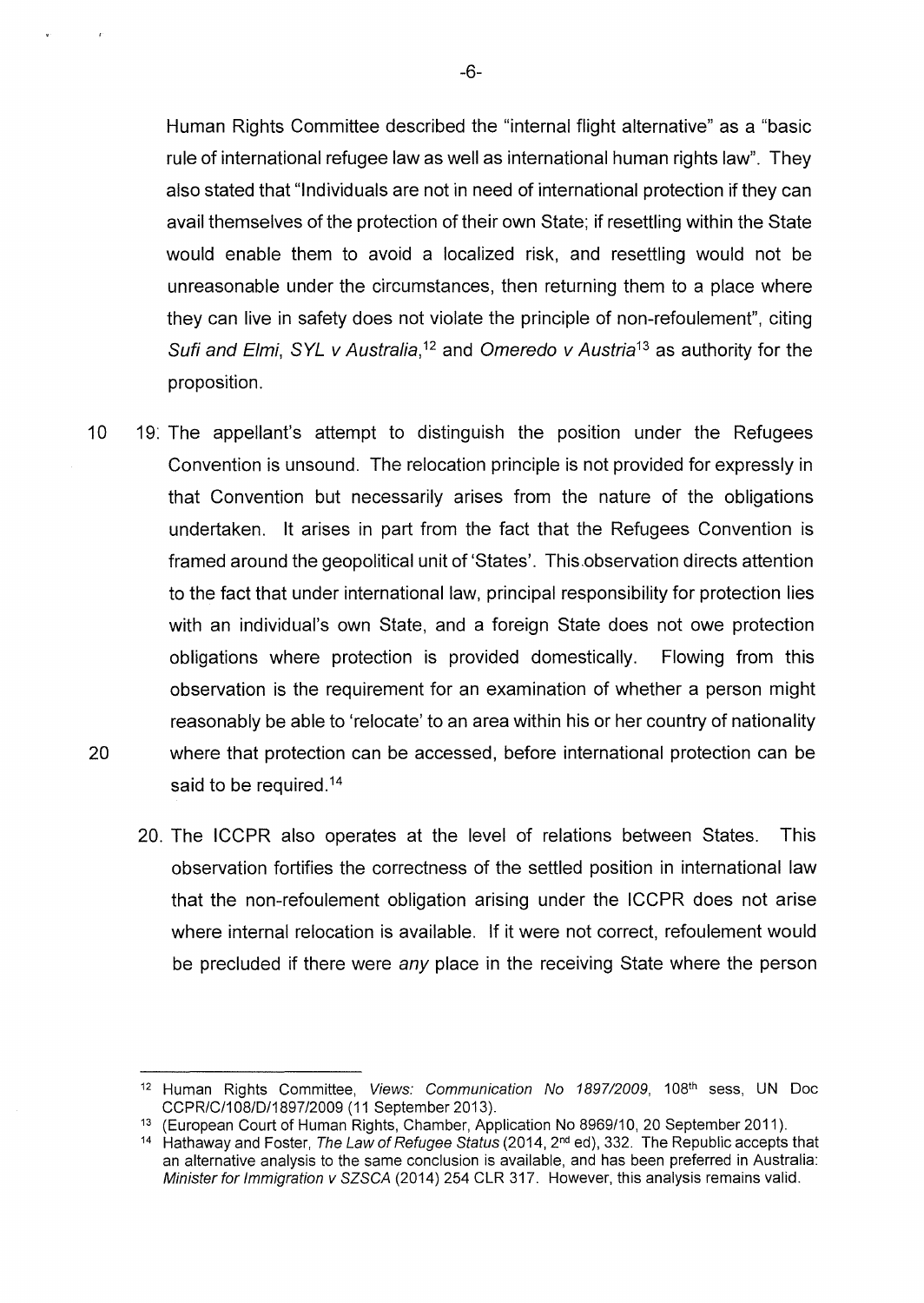Human Rights Committee described the "internal flight alternative" as a "basic rule of international refugee law as well as international human rights law". They also stated that "Individuals are not in need of international protection if they can avail themselves of the protection of their own State; if resettling within the State would enable them to avoid a localized risk, and resettling would not be unreasonable under the circumstances, then returning them to a place where they can live in safety does not violate the principle of non-refoulement", citing *Sufi and Elmi*, *SYL v Australia*,[12] and *Omeredo v Austria*[13] as authority for the proposition.

19. The appellant's attempt to distinguish the position under the Refugees Convention is unsound. The relocation principle is not provided for expressly in that Convention but necessarily arises from the nature of the obligations undertaken. It arises in part from the fact that the Refugees Convention is framed around the geopolitical unit of 'States'. This observation directs attention to the fact that under international law, principal responsibility for protection lies with an individual's own State, and a foreign State does not owe protection obligations where protection is provided domestically. Flowing from this observation is the requirement for an examination of whether a person might reasonably be able to 'relocate' to an area within his or her country of nationality where that protection can be accessed, before international protection can be said to be required.[14]

20. The ICCPR also operates at the level of relations between States. This observation fortifies the correctness of the settled position in international law that the non-refoulement obligation arising under the ICCPR does not arise where internal relocation is available. If it were not correct, refoulement would be precluded if there were *any* place in the receiving State where the person

---

[12] Human Rights Committee, *Views: Communication No 1897/2009*, 108th sess, UN Doc CCPR/C/108/D/1897/2009 (11 September 2013).

[13] (European Court of Human Rights, Chamber, Application No 8969/10, 20 September 2011).

[14] Hathaway and Foster, *The Law of Refugee Status* (2014, 2nd ed), 332. The Republic accepts that an alternative analysis to the same conclusion is available, and has been preferred in Australia: *Minister for Immigration v SZSCA* (2014) 254 CLR 317. However, this analysis remains valid.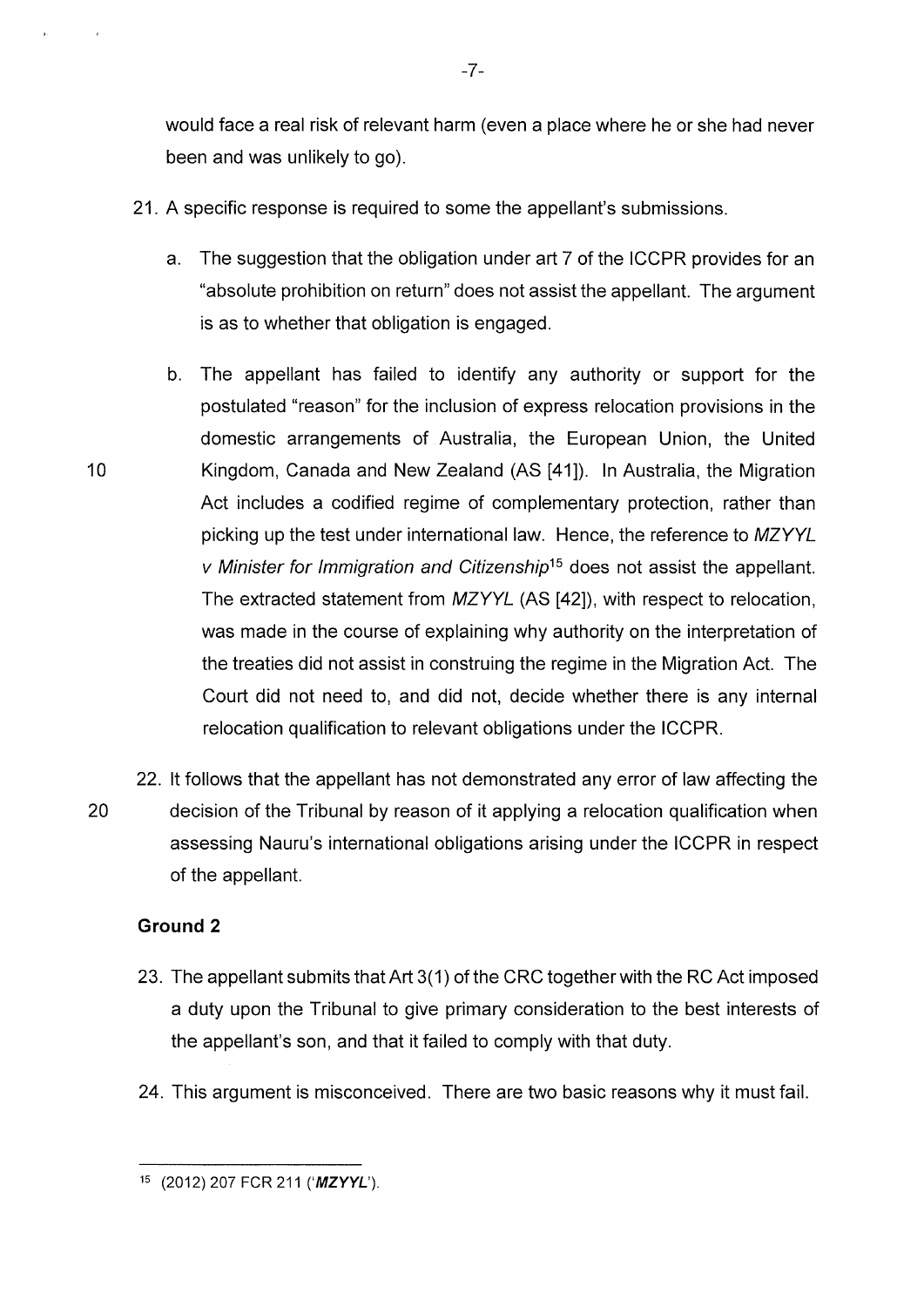would face a real risk of relevant harm (even a place where he or she had never been and was unlikely to go).

21. A specific response is required to some the appellant's submissions.

    a. The suggestion that the obligation under art 7 of the ICCPR provides for an "absolute prohibition on return" does not assist the appellant. The argument is as to whether that obligation is engaged.

    b. The appellant has failed to identify any authority or support for the postulated "reason" for the inclusion of express relocation provisions in the domestic arrangements of Australia, the European Union, the United Kingdom, Canada and New Zealand (AS [41]). In Australia, the Migration Act includes a codified regime of complementary protection, rather than picking up the test under international law. Hence, the reference to *MZYYL v Minister for Immigration and Citizenship*[15] does not assist the appellant. The extracted statement from *MZYYL* (AS [42]), with respect to relocation, was made in the course of explaining why authority on the interpretation of the treaties did not assist in construing the regime in the Migration Act. The Court did not need to, and did not, decide whether there is any internal relocation qualification to relevant obligations under the ICCPR.

22. It follows that the appellant has not demonstrated any error of law affecting the decision of the Tribunal by reason of it applying a relocation qualification when assessing Nauru's international obligations arising under the ICCPR in respect of the appellant.

## Ground 2

23. The appellant submits that Art 3(1) of the CRC together with the RC Act imposed a duty upon the Tribunal to give primary consideration to the best interests of the appellant's son, and that it failed to comply with that duty.

24. This argument is misconceived. There are two basic reasons why it must fail.

---

[15] (2012) 207 FCR 211 ('***MZYYL***').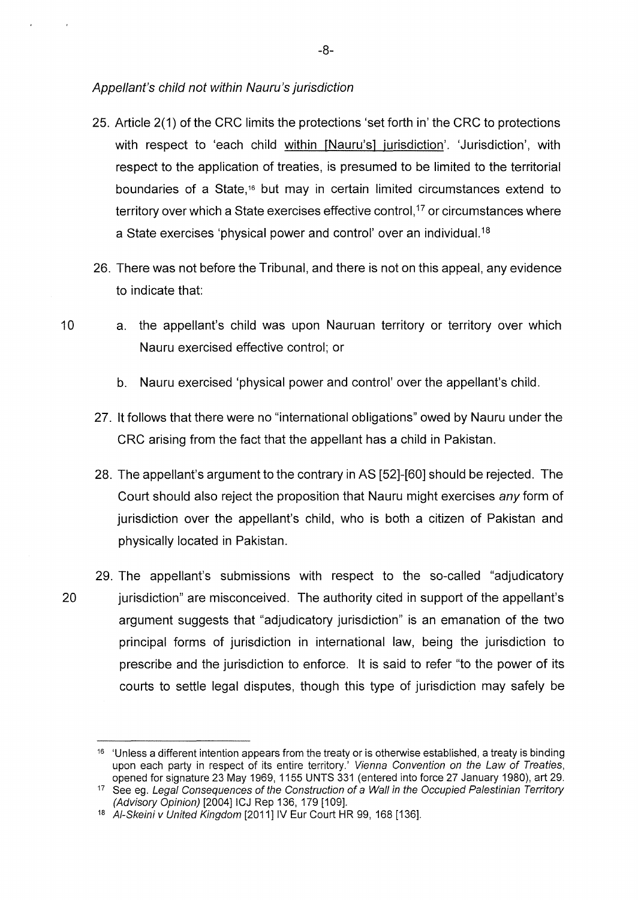*Appellant's child not within Nauru's jurisdiction*

25. Article 2(1) of the CRC limits the protections 'set forth in' the CRC to protections with respect to 'each child within [Nauru's] jurisdiction'. 'Jurisdiction', with respect to the application of treaties, is presumed to be limited to the territorial boundaries of a State,[16] but may in certain limited circumstances extend to territory over which a State exercises effective control,[17] or circumstances where a State exercises 'physical power and control' over an individual.[18]

26. There was not before the Tribunal, and there is not on this appeal, any evidence to indicate that:

    a. the appellant's child was upon Nauruan territory or territory over which Nauru exercised effective control; or

    b. Nauru exercised 'physical power and control' over the appellant's child.

27. It follows that there were no "international obligations" owed by Nauru under the CRC arising from the fact that the appellant has a child in Pakistan.

28. The appellant's argument to the contrary in AS [52]-[60] should be rejected. The Court should also reject the proposition that Nauru might exercises *any* form of jurisdiction over the appellant's child, who is both a citizen of Pakistan and physically located in Pakistan.

29. The appellant's submissions with respect to the so-called "adjudicatory jurisdiction" are misconceived. The authority cited in support of the appellant's argument suggests that "adjudicatory jurisdiction" is an emanation of the two principal forms of jurisdiction in international law, being the jurisdiction to prescribe and the jurisdiction to enforce. It is said to refer "to the power of its courts to settle legal disputes, though this type of jurisdiction may safely be

---

[16] 'Unless a different intention appears from the treaty or is otherwise established, a treaty is binding upon each party in respect of its entire territory.' *Vienna Convention on the Law of Treaties*, opened for signature 23 May 1969, 1155 UNTS 331 (entered into force 27 January 1980), art 29.

[17] See eg. *Legal Consequences of the Construction of a Wall in the Occupied Palestinian Territory (Advisory Opinion)* [2004] ICJ Rep 136, 179 [109].

[18] *Al-Skeini v United Kingdom* [2011] IV Eur Court HR 99, 168 [136].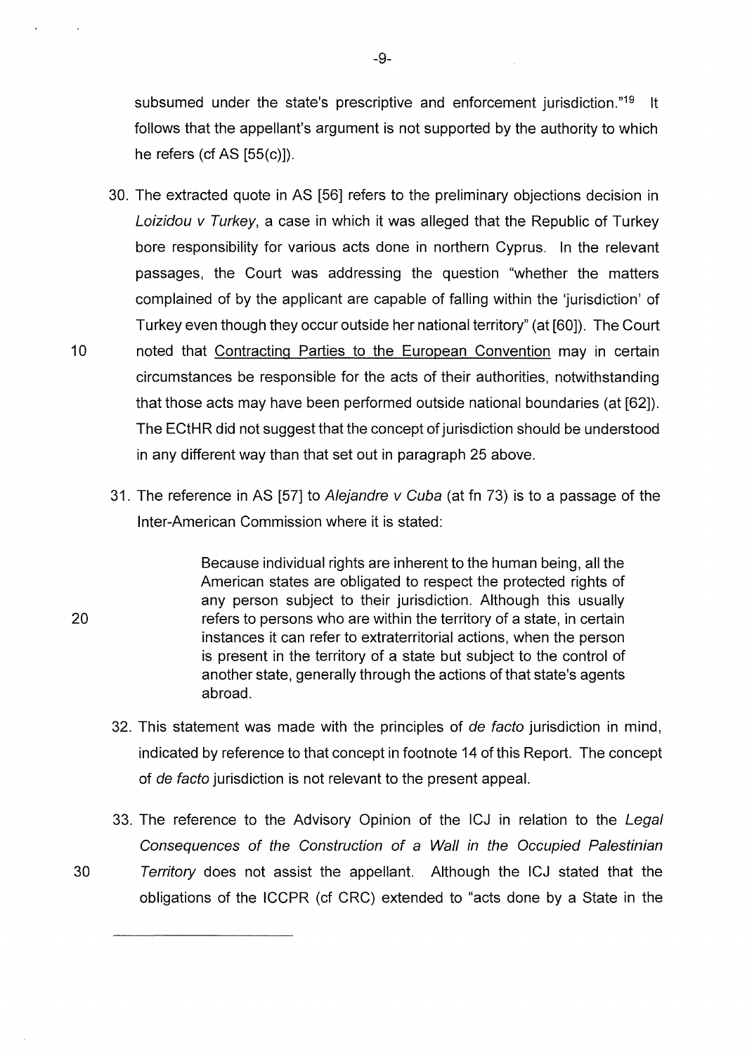subsumed under the state's prescriptive and enforcement jurisdiction."[19] It follows that the appellant's argument is not supported by the authority to which he refers (cf AS [55(c)]).

30. The extracted quote in AS [56] refers to the preliminary objections decision in *Loizidou v Turkey*, a case in which it was alleged that the Republic of Turkey bore responsibility for various acts done in northern Cyprus. In the relevant passages, the Court was addressing the question "whether the matters complained of by the applicant are capable of falling within the 'jurisdiction' of Turkey even though they occur outside her national territory" (at [60]). The Court noted that Contracting Parties to the European Convention may in certain circumstances be responsible for the acts of their authorities, notwithstanding that those acts may have been performed outside national boundaries (at [62]). The ECtHR did not suggest that the concept of jurisdiction should be understood in any different way than that set out in paragraph 25 above.

31. The reference in AS [57] to *Alejandre v Cuba* (at fn 73) is to a passage of the Inter-American Commission where it is stated:

> Because individual rights are inherent to the human being, all the American states are obligated to respect the protected rights of any person subject to their jurisdiction. Although this usually refers to persons who are within the territory of a state, in certain instances it can refer to extraterritorial actions, when the person is present in the territory of a state but subject to the control of another state, generally through the actions of that state's agents abroad.

32. This statement was made with the principles of *de facto* jurisdiction in mind, indicated by reference to that concept in footnote 14 of this Report. The concept of *de facto* jurisdiction is not relevant to the present appeal.

33. The reference to the Advisory Opinion of the ICJ in relation to the *Legal Consequences of the Construction of a Wall in the Occupied Palestinian Territory* does not assist the appellant. Although the ICJ stated that the obligations of the ICCPR (cf CRC) extended to "acts done by a State in the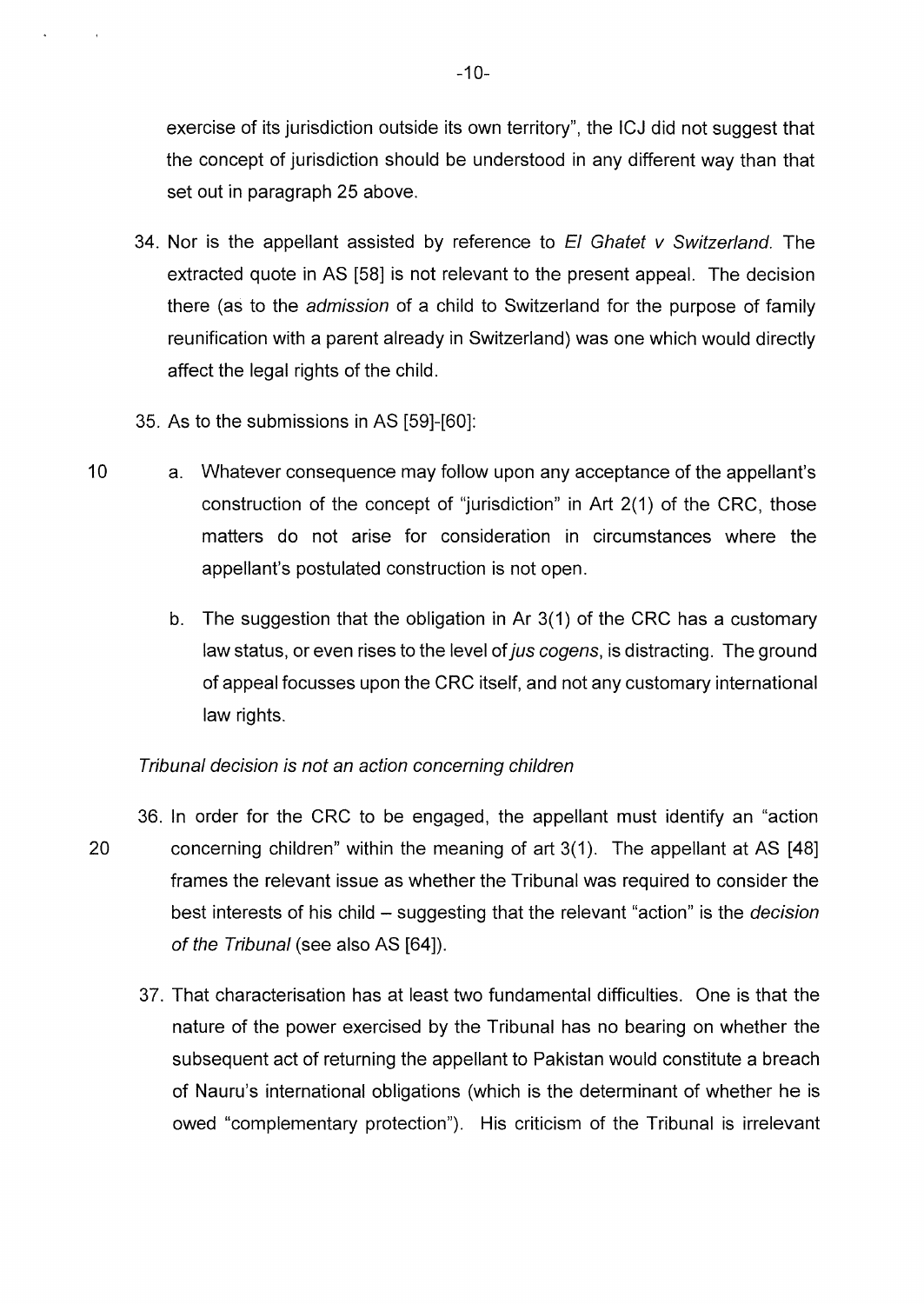exercise of its jurisdiction outside its own territory", the ICJ did not suggest that the concept of jurisdiction should be understood in any different way than that set out in paragraph 25 above.

34. Nor is the appellant assisted by reference to *El Ghatet v Switzerland*. The extracted quote in AS [58] is not relevant to the present appeal. The decision there (as to the *admission* of a child to Switzerland for the purpose of family reunification with a parent already in Switzerland) was one which would directly affect the legal rights of the child.

35. As to the submissions in AS [59]-[60]:

    a. Whatever consequence may follow upon any acceptance of the appellant's construction of the concept of "jurisdiction" in Art 2(1) of the CRC, those matters do not arise for consideration in circumstances where the appellant's postulated construction is not open.

    b. The suggestion that the obligation in Ar 3(1) of the CRC has a customary law status, or even rises to the level of *jus cogens*, is distracting. The ground of appeal focusses upon the CRC itself, and not any customary international law rights.

*Tribunal decision is not an action concerning children*

36. In order for the CRC to be engaged, the appellant must identify an "action concerning children" within the meaning of art 3(1). The appellant at AS [48] frames the relevant issue as whether the Tribunal was required to consider the best interests of his child – suggesting that the relevant "action" is the *decision of the Tribunal* (see also AS [64]).

37. That characterisation has at least two fundamental difficulties. One is that the nature of the power exercised by the Tribunal has no bearing on whether the subsequent act of returning the appellant to Pakistan would constitute a breach of Nauru's international obligations (which is the determinant of whether he is owed "complementary protection"). His criticism of the Tribunal is irrelevant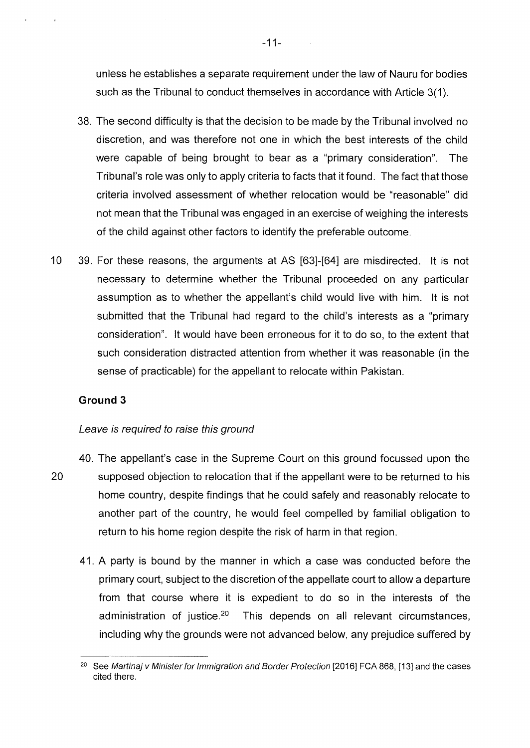unless he establishes a separate requirement under the law of Nauru for bodies such as the Tribunal to conduct themselves in accordance with Article 3(1).

38. The second difficulty is that the decision to be made by the Tribunal involved no discretion, and was therefore not one in which the best interests of the child were capable of being brought to bear as a "primary consideration". The Tribunal's role was only to apply criteria to facts that it found. The fact that those criteria involved assessment of whether relocation would be "reasonable" did not mean that the Tribunal was engaged in an exercise of weighing the interests of the child against other factors to identify the preferable outcome.

39. For these reasons, the arguments at AS [63]-[64] are misdirected. It is not necessary to determine whether the Tribunal proceeded on any particular assumption as to whether the appellant's child would live with him. It is not submitted that the Tribunal had regard to the child's interests as a "primary consideration". It would have been erroneous for it to do so, to the extent that such consideration distracted attention from whether it was reasonable (in the sense of practicable) for the appellant to relocate within Pakistan.

## Ground 3

*Leave is required to raise this ground*

40. The appellant's case in the Supreme Court on this ground focussed upon the supposed objection to relocation that if the appellant were to be returned to his home country, despite findings that he could safely and reasonably relocate to another part of the country, he would feel compelled by familial obligation to return to his home region despite the risk of harm in that region.

41. A party is bound by the manner in which a case was conducted before the primary court, subject to the discretion of the appellate court to allow a departure from that course where it is expedient to do so in the interests of the administration of justice.[20] This depends on all relevant circumstances, including why the grounds were not advanced below, any prejudice suffered by

---

[20] See *Martinaj v Minister for Immigration and Border Protection* [2016] FCA 868, [13] and the cases cited there.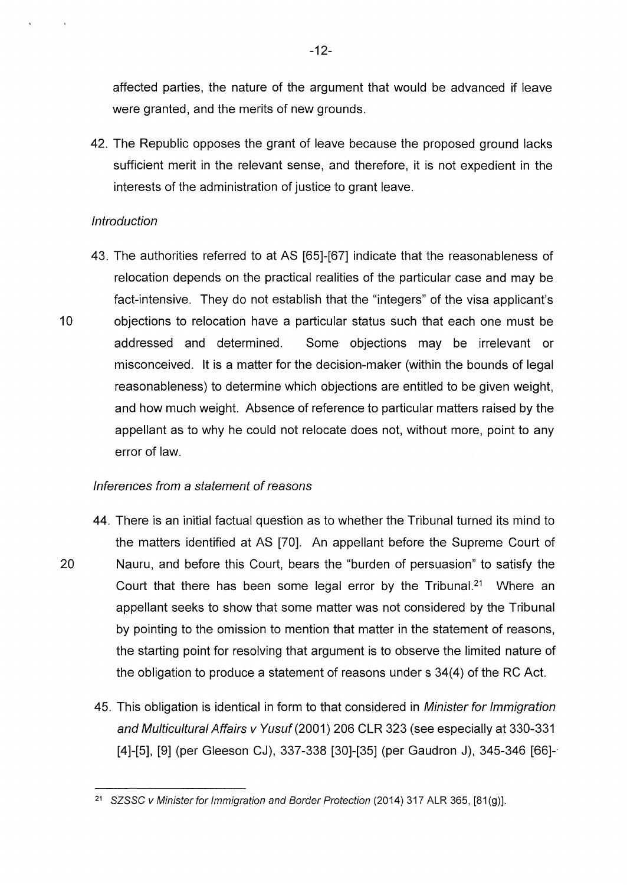affected parties, the nature of the argument that would be advanced if leave were granted, and the merits of new grounds.

42. The Republic opposes the grant of leave because the proposed ground lacks sufficient merit in the relevant sense, and therefore, it is not expedient in the interests of the administration of justice to grant leave.

*Introduction*

43. The authorities referred to at AS [65]-[67] indicate that the reasonableness of relocation depends on the practical realities of the particular case and may be fact-intensive. They do not establish that the "integers" of the visa applicant's objections to relocation have a particular status such that each one must be addressed and determined. Some objections may be irrelevant or misconceived. It is a matter for the decision-maker (within the bounds of legal reasonableness) to determine which objections are entitled to be given weight, and how much weight. Absence of reference to particular matters raised by the appellant as to why he could not relocate does not, without more, point to any error of law.

*Inferences from a statement of reasons*

44. There is an initial factual question as to whether the Tribunal turned its mind to the matters identified at AS [70]. An appellant before the Supreme Court of Nauru, and before this Court, bears the "burden of persuasion" to satisfy the Court that there has been some legal error by the Tribunal.[21] Where an appellant seeks to show that some matter was not considered by the Tribunal by pointing to the omission to mention that matter in the statement of reasons, the starting point for resolving that argument is to observe the limited nature of the obligation to produce a statement of reasons under s 34(4) of the RC Act.

45. This obligation is identical in form to that considered in *Minister for Immigration and Multicultural Affairs v Yusuf* (2001) 206 CLR 323 (see especially at 330-331 [4]-[5], [9] (per Gleeson CJ), 337-338 [30]-[35] (per Gaudron J), 345-346 [66]-

[21] *SZSSC v Minister for Immigration and Border Protection* (2014) 317 ALR 365, [81(g)].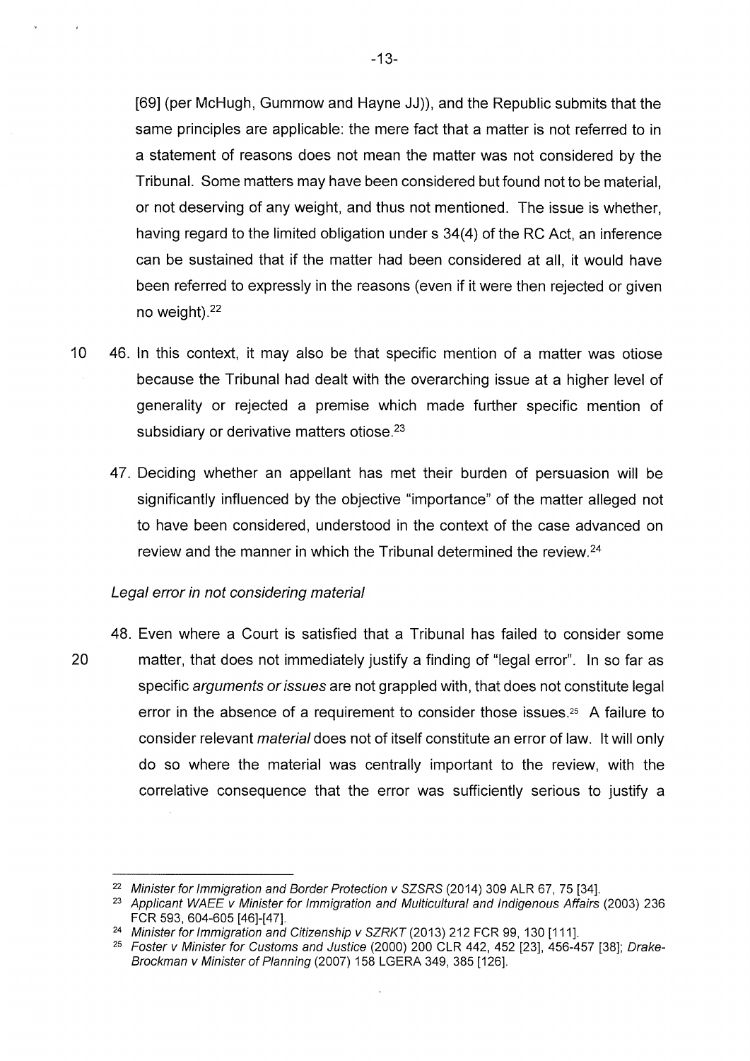[69] (per McHugh, Gummow and Hayne JJ)), and the Republic submits that the same principles are applicable: the mere fact that a matter is not referred to in a statement of reasons does not mean the matter was not considered by the Tribunal. Some matters may have been considered but found not to be material, or not deserving of any weight, and thus not mentioned. The issue is whether, having regard to the limited obligation under s 34(4) of the RC Act, an inference can be sustained that if the matter had been considered at all, it would have been referred to expressly in the reasons (even if it were then rejected or given no weight).[22]

46. In this context, it may also be that specific mention of a matter was otiose because the Tribunal had dealt with the overarching issue at a higher level of generality or rejected a premise which made further specific mention of subsidiary or derivative matters otiose.[23]

47. Deciding whether an appellant has met their burden of persuasion will be significantly influenced by the objective "importance" of the matter alleged not to have been considered, understood in the context of the case advanced on review and the manner in which the Tribunal determined the review.[24]

*Legal error in not considering material*

48. Even where a Court is satisfied that a Tribunal has failed to consider some matter, that does not immediately justify a finding of "legal error". In so far as specific *arguments or issues* are not grappled with, that does not constitute legal error in the absence of a requirement to consider those issues.[25] A failure to consider relevant *material* does not of itself constitute an error of law. It will only do so where the material was centrally important to the review, with the correlative consequence that the error was sufficiently serious to justify a

---

[22] *Minister for Immigration and Border Protection v SZSRS* (2014) 309 ALR 67, 75 [34].

[23] *Applicant WAEE v Minister for Immigration and Multicultural and Indigenous Affairs* (2003) 236 FCR 593, 604-605 [46]-[47].

[24] *Minister for Immigration and Citizenship v SZRKT* (2013) 212 FCR 99, 130 [111].

[25] *Foster v Minister for Customs and Justice* (2000) 200 CLR 442, 452 [23], 456-457 [38]; *Drake-Brockman v Minister of Planning* (2007) 158 LGERA 349, 385 [126].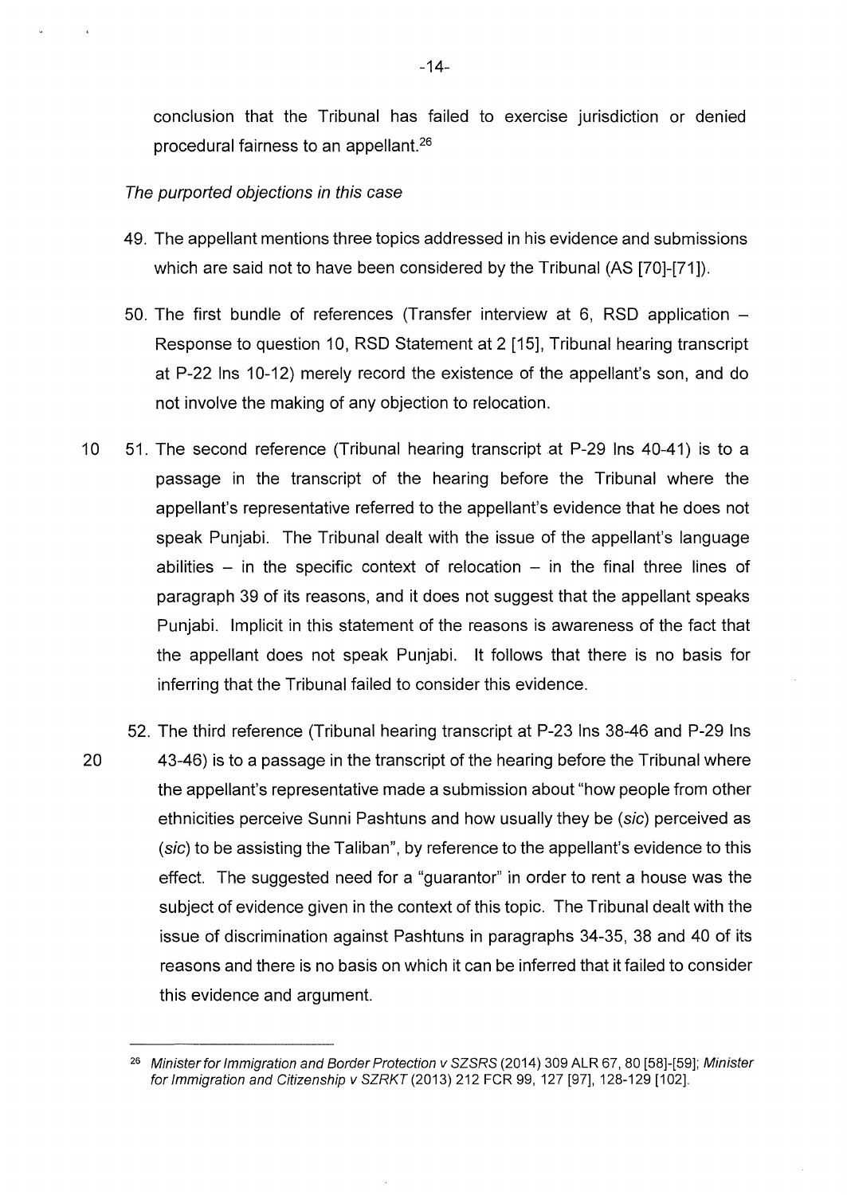conclusion that the Tribunal has failed to exercise jurisdiction or denied procedural fairness to an appellant.[26]

*The purported objections in this case*

49. The appellant mentions three topics addressed in his evidence and submissions which are said not to have been considered by the Tribunal (AS [70]-[71]).

50. The first bundle of references (Transfer interview at 6, RSD application – Response to question 10, RSD Statement at 2 [15], Tribunal hearing transcript at P-22 lns 10-12) merely record the existence of the appellant's son, and do not involve the making of any objection to relocation.

51. The second reference (Tribunal hearing transcript at P-29 lns 40-41) is to a passage in the transcript of the hearing before the Tribunal where the appellant's representative referred to the appellant's evidence that he does not speak Punjabi. The Tribunal dealt with the issue of the appellant's language abilities – in the specific context of relocation – in the final three lines of paragraph 39 of its reasons, and it does not suggest that the appellant speaks Punjabi. Implicit in this statement of the reasons is awareness of the fact that the appellant does not speak Punjabi. It follows that there is no basis for inferring that the Tribunal failed to consider this evidence.

52. The third reference (Tribunal hearing transcript at P-23 lns 38-46 and P-29 lns 43-46) is to a passage in the transcript of the hearing before the Tribunal where the appellant's representative made a submission about "how people from other ethnicities perceive Sunni Pashtuns and how usually they be (*sic*) perceived as (*sic*) to be assisting the Taliban", by reference to the appellant's evidence to this effect. The suggested need for a "guarantor" in order to rent a house was the subject of evidence given in the context of this topic. The Tribunal dealt with the issue of discrimination against Pashtuns in paragraphs 34-35, 38 and 40 of its reasons and there is no basis on which it can be inferred that it failed to consider this evidence and argument.

---

[26] *Minister for Immigration and Border Protection v SZSRS* (2014) 309 ALR 67, 80 [58]-[59]; *Minister for Immigration and Citizenship v SZRKT* (2013) 212 FCR 99, 127 [97], 128-129 [102].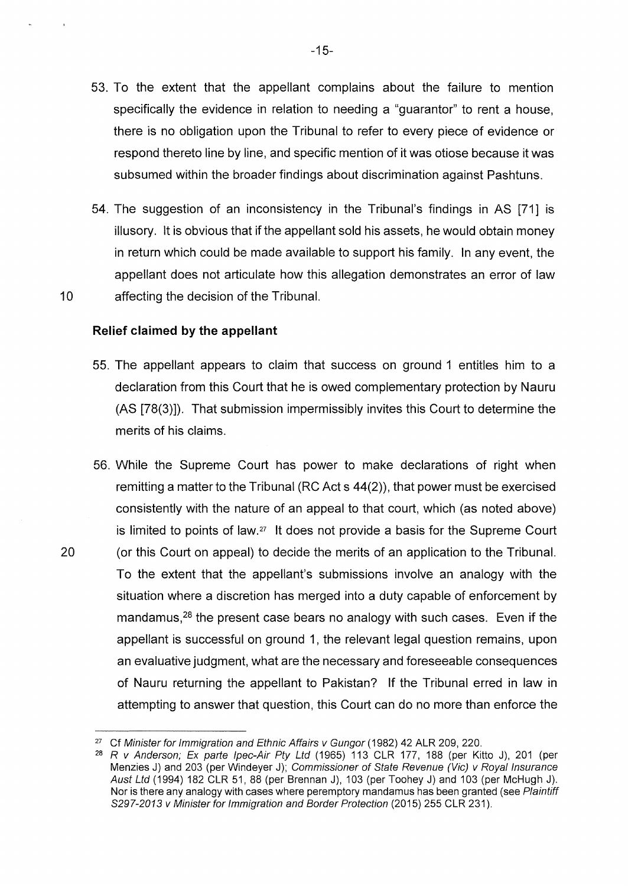53. To the extent that the appellant complains about the failure to mention specifically the evidence in relation to needing a "guarantor" to rent a house, there is no obligation upon the Tribunal to refer to every piece of evidence or respond thereto line by line, and specific mention of it was otiose because it was subsumed within the broader findings about discrimination against Pashtuns.

54. The suggestion of an inconsistency in the Tribunal's findings in AS [71] is illusory. It is obvious that if the appellant sold his assets, he would obtain money in return which could be made available to support his family. In any event, the appellant does not articulate how this allegation demonstrates an error of law affecting the decision of the Tribunal.

**Relief claimed by the appellant**

55. The appellant appears to claim that success on ground 1 entitles him to a declaration from this Court that he is owed complementary protection by Nauru (AS [78(3)]). That submission impermissibly invites this Court to determine the merits of his claims.

56. While the Supreme Court has power to make declarations of right when remitting a matter to the Tribunal (RC Act s 44(2)), that power must be exercised consistently with the nature of an appeal to that court, which (as noted above) is limited to points of law.[27] It does not provide a basis for the Supreme Court (or this Court on appeal) to decide the merits of an application to the Tribunal. To the extent that the appellant's submissions involve an analogy with the situation where a discretion has merged into a duty capable of enforcement by mandamus,[28] the present case bears no analogy with such cases. Even if the appellant is successful on ground 1, the relevant legal question remains, upon an evaluative judgment, what are the necessary and foreseeable consequences of Nauru returning the appellant to Pakistan? If the Tribunal erred in law in attempting to answer that question, this Court can do no more than enforce the

---

[27] Cf *Minister for Immigration and Ethnic Affairs v Gungor* (1982) 42 ALR 209, 220.

[28] *R v Anderson; Ex parte Ipec-Air Pty Ltd* (1965) 113 CLR 177, 188 (per Kitto J), 201 (per Menzies J) and 203 (per Windeyer J); *Commissioner of State Revenue (Vic) v Royal Insurance Aust Ltd* (1994) 182 CLR 51, 88 (per Brennan J), 103 (per Toohey J) and 103 (per McHugh J). Nor is there any analogy with cases where peremptory mandamus has been granted (see *Plaintiff S297-2013 v Minister for Immigration and Border Protection* (2015) 255 CLR 231).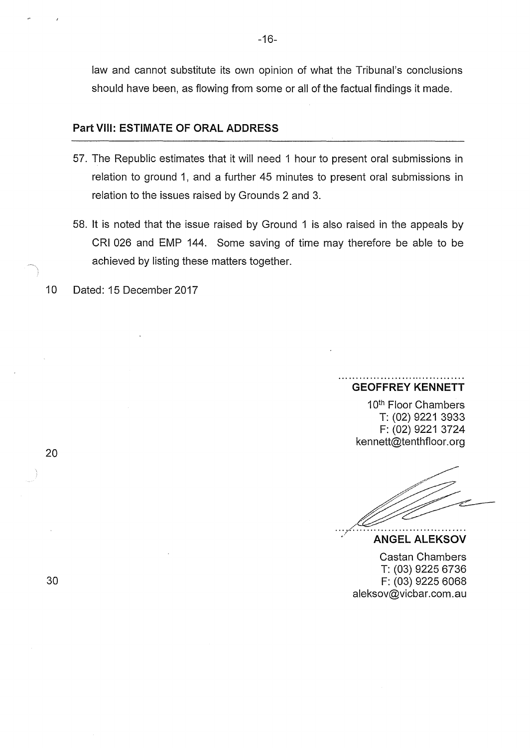law and cannot substitute its own opinion of what the Tribunal's conclusions should have been, as flowing from some or all of the factual findings it made.

**Part VIII: ESTIMATE OF ORAL ADDRESS**

57. The Republic estimates that it will need 1 hour to present oral submissions in relation to ground 1, and a further 45 minutes to present oral submissions in relation to the issues raised by Grounds 2 and 3.

58. It is noted that the issue raised by Ground 1 is also raised in the appeals by CRI 026 and EMP 144. Some saving of time may therefore be able to be achieved by listing these matters together.

Dated: 15 December 2017

....................................
**GEOFFREY KENNETT**
10th Floor Chambers
T: (02) 9221 3933
F: (02) 9221 3724
kennett@tenthfloor.org

....................................
**ANGEL ALEKSOV**
Castan Chambers
T: (03) 9225 6736
F: (03) 9225 6068
aleksov@vicbar.com.au